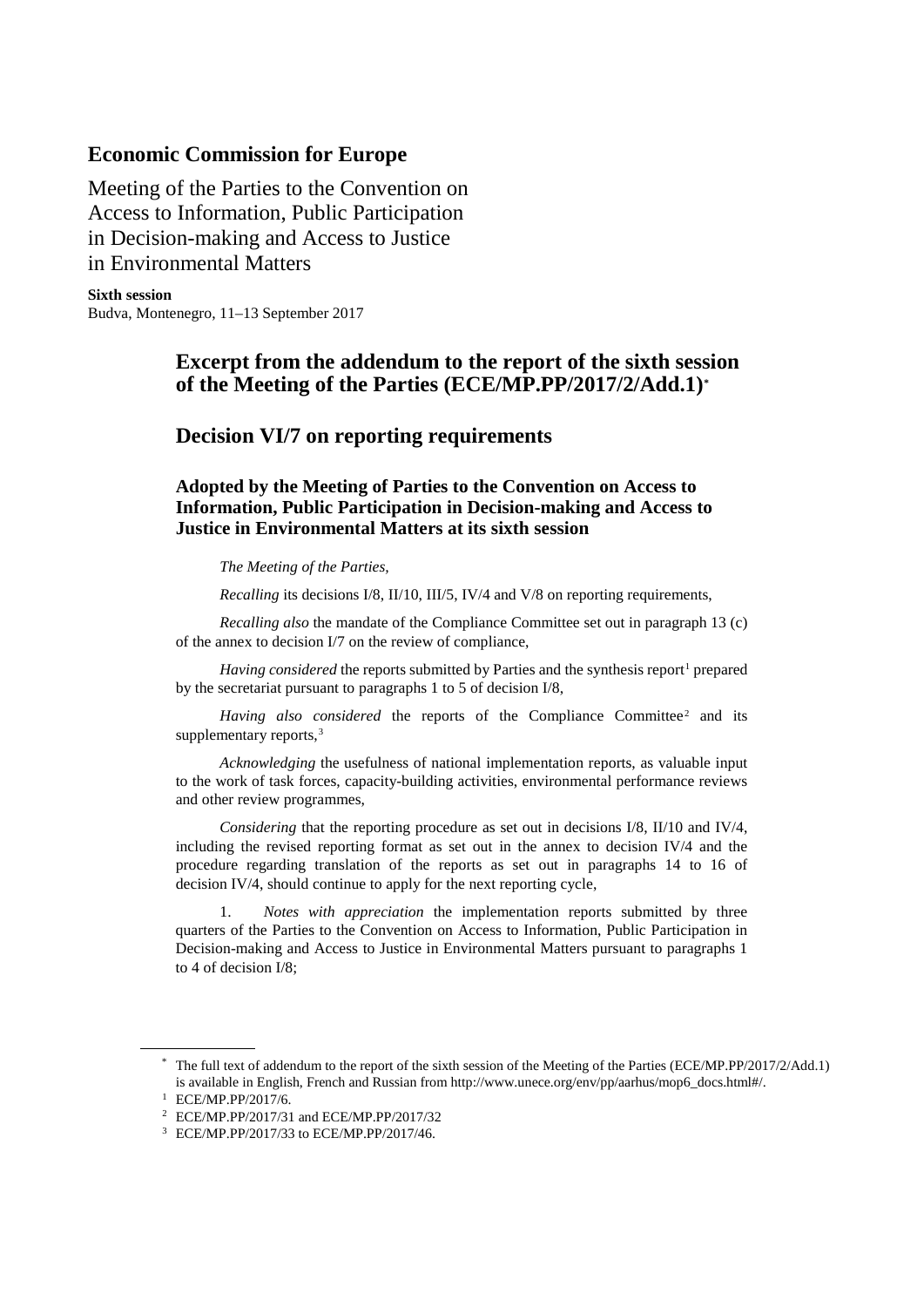# Economic Commission for Europe

Meeting of the Parties to the Convention on Access to Information, Public Participation in Decision-making and Access to Justice in Environmental Matters

**Sixth session**
Budva, Montenegro, 11–13 September 2017

## Excerpt from the addendum to the report of the sixth session of the Meeting of the Parties (ECE/MP.PP/2017/2/Add.1)[*]

## Decision VI/7 on reporting requirements

### Adopted by the Meeting of Parties to the Convention on Access to Information, Public Participation in Decision-making and Access to Justice in Environmental Matters at its sixth session

*The Meeting of the Parties,*

*Recalling* its decisions I/8, II/10, III/5, IV/4 and V/8 on reporting requirements,

*Recalling also* the mandate of the Compliance Committee set out in paragraph 13 (c) of the annex to decision I/7 on the review of compliance,

*Having considered* the reports submitted by Parties and the synthesis report[1] prepared by the secretariat pursuant to paragraphs 1 to 5 of decision I/8,

*Having also considered* the reports of the Compliance Committee[2] and its supplementary reports,[3]

*Acknowledging* the usefulness of national implementation reports, as valuable input to the work of task forces, capacity-building activities, environmental performance reviews and other review programmes,

*Considering* that the reporting procedure as set out in decisions I/8, II/10 and IV/4, including the revised reporting format as set out in the annex to decision IV/4 and the procedure regarding translation of the reports as set out in paragraphs 14 to 16 of decision IV/4, should continue to apply for the next reporting cycle,

1. *Notes with appreciation* the implementation reports submitted by three quarters of the Parties to the Convention on Access to Information, Public Participation in Decision-making and Access to Justice in Environmental Matters pursuant to paragraphs 1 to 4 of decision I/8;

---

[*] The full text of addendum to the report of the sixth session of the Meeting of the Parties (ECE/MP.PP/2017/2/Add.1) is available in English, French and Russian from http://www.unece.org/env/pp/aarhus/mop6_docs.html#/.

[1] ECE/MP.PP/2017/6.

[2] ECE/MP.PP/2017/31 and ECE/MP.PP/2017/32

[3] ECE/MP.PP/2017/33 to ECE/MP.PP/2017/46.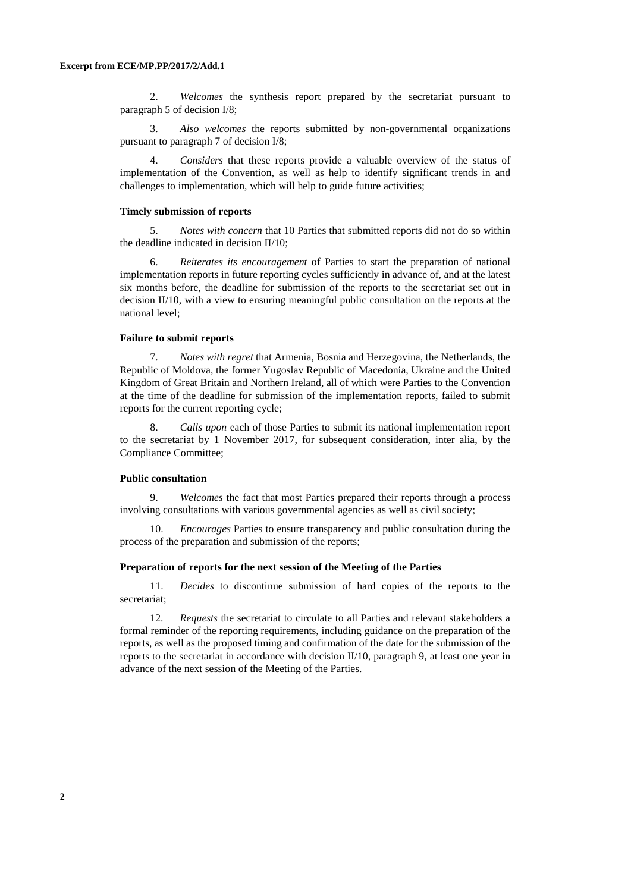2. *Welcomes* the synthesis report prepared by the secretariat pursuant to paragraph 5 of decision I/8;

3. *Also welcomes* the reports submitted by non-governmental organizations pursuant to paragraph 7 of decision I/8;

4. *Considers* that these reports provide a valuable overview of the status of implementation of the Convention, as well as help to identify significant trends in and challenges to implementation, which will help to guide future activities;

### Timely submission of reports

5. *Notes with concern* that 10 Parties that submitted reports did not do so within the deadline indicated in decision II/10;

6. *Reiterates its encouragement* of Parties to start the preparation of national implementation reports in future reporting cycles sufficiently in advance of, and at the latest six months before, the deadline for submission of the reports to the secretariat set out in decision II/10, with a view to ensuring meaningful public consultation on the reports at the national level;

### Failure to submit reports

7. *Notes with regret* that Armenia, Bosnia and Herzegovina, the Netherlands, the Republic of Moldova, the former Yugoslav Republic of Macedonia, Ukraine and the United Kingdom of Great Britain and Northern Ireland, all of which were Parties to the Convention at the time of the deadline for submission of the implementation reports, failed to submit reports for the current reporting cycle;

8. *Calls upon* each of those Parties to submit its national implementation report to the secretariat by 1 November 2017, for subsequent consideration, inter alia, by the Compliance Committee;

### Public consultation

9. *Welcomes* the fact that most Parties prepared their reports through a process involving consultations with various governmental agencies as well as civil society;

10. *Encourages* Parties to ensure transparency and public consultation during the process of the preparation and submission of the reports;

### Preparation of reports for the next session of the Meeting of the Parties

11. *Decides* to discontinue submission of hard copies of the reports to the secretariat;

12. *Requests* the secretariat to circulate to all Parties and relevant stakeholders a formal reminder of the reporting requirements, including guidance on the preparation of the reports, as well as the proposed timing and confirmation of the date for the submission of the reports to the secretariat in accordance with decision II/10, paragraph 9, at least one year in advance of the next session of the Meeting of the Parties.